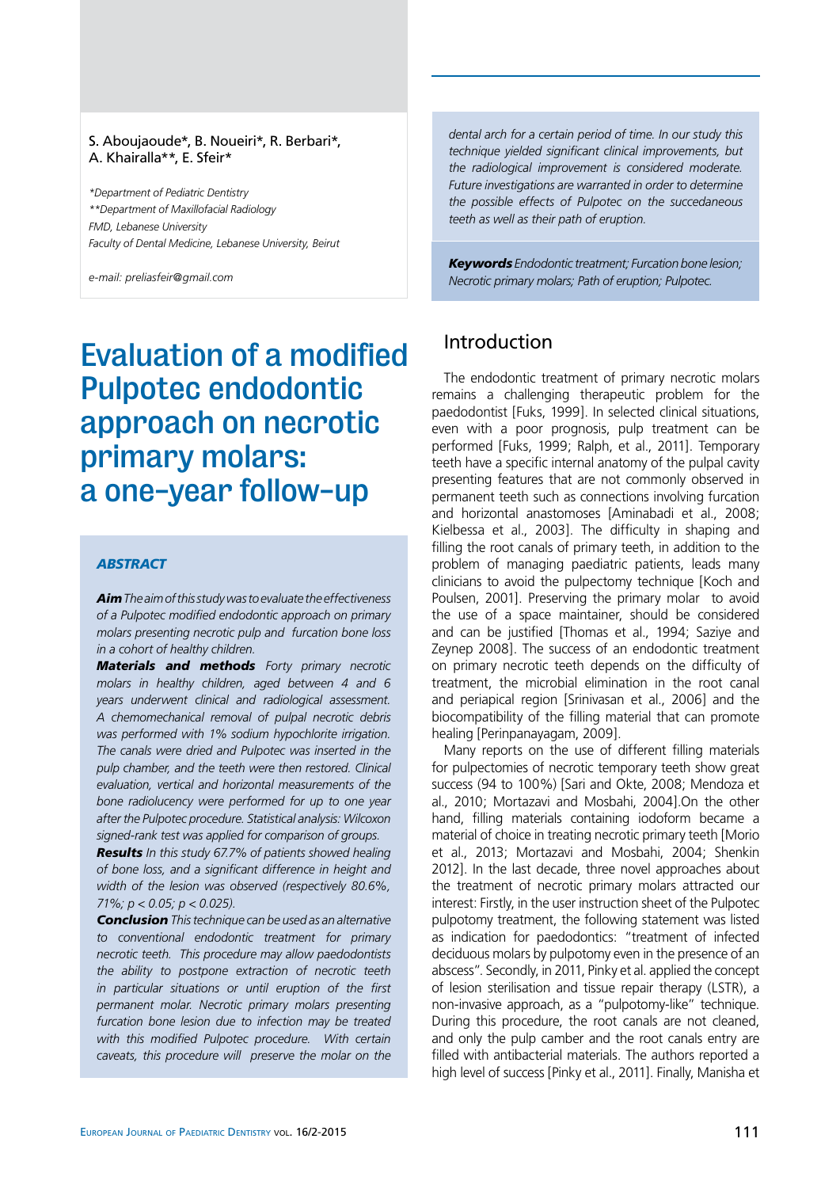S. Aboujaoude*, B. Noueiri*, R. Berbari*, A. Khairalla**, E. Sfeir*

*Department of Pediatric Dentistry
**Department of Maxillofacial Radiology
FMD, Lebanese University
Faculty of Dental Medicine, Lebanese University, Beirut

e-mail: preliasfeir@gmail.com

# Evaluation of a modified Pulpotec endodontic approach on necrotic primary molars: a one-year follow-up

### ABSTRACT

***Aim*** *The aim of this study was to evaluate the effectiveness of a Pulpotec modified endodontic approach on primary molars presenting necrotic pulp and furcation bone loss in a cohort of healthy children.*

***Materials and methods*** *Forty primary necrotic molars in healthy children, aged between 4 and 6 years underwent clinical and radiological assessment. A chemomechanical removal of pulpal necrotic debris was performed with 1% sodium hypochlorite irrigation. The canals were dried and Pulpotec was inserted in the pulp chamber, and the teeth were then restored. Clinical evaluation, vertical and horizontal measurements of the bone radiolucency were performed for up to one year after the Pulpotec procedure. Statistical analysis: Wilcoxon signed-rank test was applied for comparison of groups.*

***Results*** *In this study 67.7% of patients showed healing of bone loss, and a significant difference in height and width of the lesion was observed (respectively 80.6%, 71%; $p < 0.05$; $p < 0.025$).*

***Conclusion*** *This technique can be used as an alternative to conventional endodontic treatment for primary necrotic teeth. This procedure may allow paedodontists the ability to postpone extraction of necrotic teeth in particular situations or until eruption of the first permanent molar. Necrotic primary molars presenting furcation bone lesion due to infection may be treated with this modified Pulpotec procedure. With certain caveats, this procedure will preserve the molar on the dental arch for a certain period of time. In our study this technique yielded significant clinical improvements, but the radiological improvement is considered moderate. Future investigations are warranted in order to determine the possible effects of Pulpotec on the succedaneous teeth as well as their path of eruption.*

***Keywords*** *Endodontic treatment; Furcation bone lesion; Necrotic primary molars; Path of eruption; Pulpotec.*

## Introduction

The endodontic treatment of primary necrotic molars remains a challenging therapeutic problem for the paedodontist [Fuks, 1999]. In selected clinical situations, even with a poor prognosis, pulp treatment can be performed [Fuks, 1999; Ralph, et al., 2011]. Temporary teeth have a specific internal anatomy of the pulpal cavity presenting features that are not commonly observed in permanent teeth such as connections involving furcation and horizontal anastomoses [Aminabadi et al., 2008; Kielbessa et al., 2003]. The difficulty in shaping and filling the root canals of primary teeth, in addition to the problem of managing paediatric patients, leads many clinicians to avoid the pulpectomy technique [Koch and Poulsen, 2001]. Preserving the primary molar to avoid the use of a space maintainer, should be considered and can be justified [Thomas et al., 1994; Saziye and Zeynep 2008]. The success of an endodontic treatment on primary necrotic teeth depends on the difficulty of treatment, the microbial elimination in the root canal and periapical region [Srinivasan et al., 2006] and the biocompatibility of the filling material that can promote healing [Perinpanayagam, 2009].

Many reports on the use of different filling materials for pulpectomies of necrotic temporary teeth show great success (94 to 100%) [Sari and Okte, 2008; Mendoza et al., 2010; Mortazavi and Mosbahi, 2004].On the other hand, filling materials containing iodoform became a material of choice in treating necrotic primary teeth [Morio et al., 2013; Mortazavi and Mosbahi, 2004; Shenkin 2012]. In the last decade, three novel approaches about the treatment of necrotic primary molars attracted our interest: Firstly, in the user instruction sheet of the Pulpotec pulpotomy treatment, the following statement was listed as indication for paedodontics: "treatment of infected deciduous molars by pulpotomy even in the presence of an abscess". Secondly, in 2011, Pinky et al. applied the concept of lesion sterilisation and tissue repair therapy (LSTR), a non-invasive approach, as a "pulpotomy-like" technique. During this procedure, the root canals are not cleaned, and only the pulp camber and the root canals entry are filled with antibacterial materials. The authors reported a high level of success [Pinky et al., 2011]. Finally, Manisha et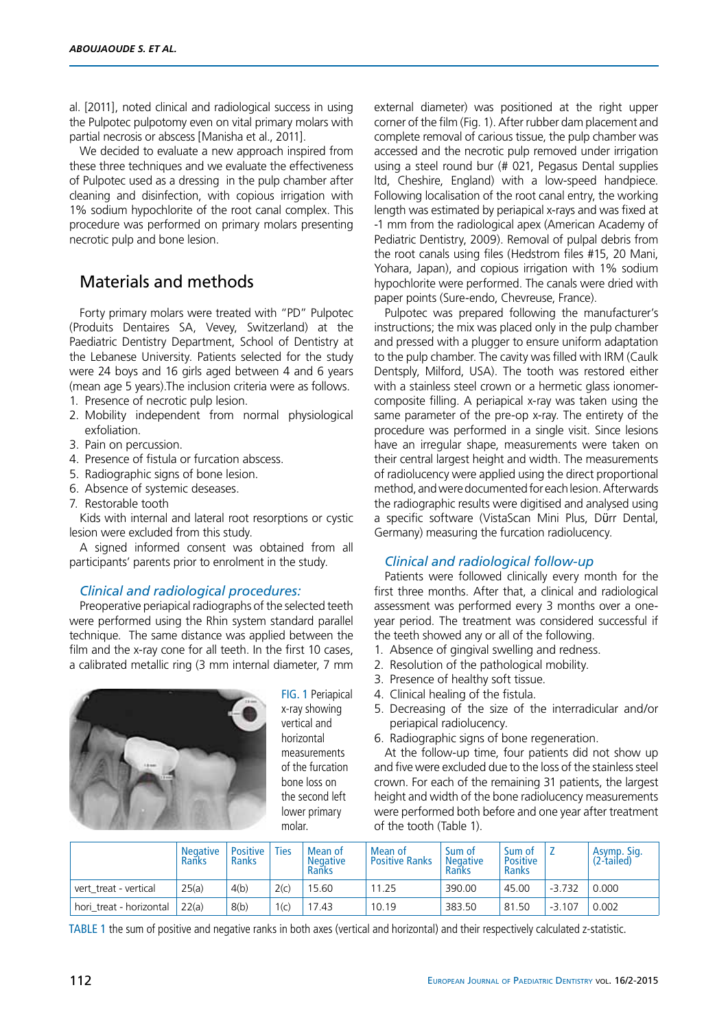al. [2011], noted clinical and radiological success in using the Pulpotec pulpotomy even on vital primary molars with partial necrosis or abscess [Manisha et al., 2011].

We decided to evaluate a new approach inspired from these three techniques and we evaluate the effectiveness of Pulpotec used as a dressing in the pulp chamber after cleaning and disinfection, with copious irrigation with 1% sodium hypochlorite of the root canal complex. This procedure was performed on primary molars presenting necrotic pulp and bone lesion.

## Materials and methods

Forty primary molars were treated with "PD" Pulpotec (Produits Dentaires SA, Vevey, Switzerland) at the Paediatric Dentistry Department, School of Dentistry at the Lebanese University. Patients selected for the study were 24 boys and 16 girls aged between 4 and 6 years (mean age 5 years).The inclusion criteria were as follows.

1. Presence of necrotic pulp lesion.
2. Mobility independent from normal physiological exfoliation.
3. Pain on percussion.
4. Presence of fistula or furcation abscess.
5. Radiographic signs of bone lesion.
6. Absence of systemic deseases.
7. Restorable tooth

Kids with internal and lateral root resorptions or cystic lesion were excluded from this study.

A signed informed consent was obtained from all participants' parents prior to enrolment in the study.

### *Clinical and radiological procedures:*

Preoperative periapical radiographs of the selected teeth were performed using the Rhin system standard parallel technique. The same distance was applied between the film and the x-ray cone for all teeth. In the first 10 cases, a calibrated metallic ring (3 mm internal diameter, 7 mm external diameter) was positioned at the right upper corner of the film (Fig. 1). After rubber dam placement and complete removal of carious tissue, the pulp chamber was accessed and the necrotic pulp removed under irrigation using a steel round bur (# 021, Pegasus Dental supplies ltd, Cheshire, England) with a low-speed handpiece. Following localisation of the root canal entry, the working length was estimated by periapical x-rays and was fixed at -1 mm from the radiological apex (American Academy of Pediatric Dentistry, 2009). Removal of pulpal debris from the root canals using files (Hedstrom files #15, 20 Mani, Yohara, Japan), and copious irrigation with 1% sodium hypochlorite were performed. The canals were dried with paper points (Sure-endo, Chevreuse, France).

FIG. 1 Periapical x-ray showing vertical and horizontal measurements of the furcation bone loss on the second left lower primary molar.

Pulpotec was prepared following the manufacturer's instructions; the mix was placed only in the pulp chamber and pressed with a plugger to ensure uniform adaptation to the pulp chamber. The cavity was filled with IRM (Caulk Dentsply, Milford, USA). The tooth was restored either with a stainless steel crown or a hermetic glass ionomer-composite filling. A periapical x-ray was taken using the same parameter of the pre-op x-ray. The entirety of the procedure was performed in a single visit. Since lesions have an irregular shape, measurements were taken on their central largest height and width. The measurements of radiolucency were applied using the direct proportional method, and were documented for each lesion. Afterwards the radiographic results were digitised and analysed using a specific software (VistaScan Mini Plus, Dürr Dental, Germany) measuring the furcation radiolucency.

### *Clinical and radiological follow-up*

Patients were followed clinically every month for the first three months. After that, a clinical and radiological assessment was performed every 3 months over a one-year period. The treatment was considered successful if the teeth showed any or all of the following.

1. Absence of gingival swelling and redness.
2. Resolution of the pathological mobility.
3. Presence of healthy soft tissue.
4. Clinical healing of the fistula.
5. Decreasing of the size of the interradicular and/or periapical radiolucency.
6. Radiographic signs of bone regeneration.

At the follow-up time, four patients did not show up and five were excluded due to the loss of the stainless steel crown. For each of the remaining 31 patients, the largest height and width of the bone radiolucency measurements were performed both before and one year after treatment of the tooth (Table 1).

| | Negative Ranks | Positive Ranks | Ties | Mean of Negative Ranks | Mean of Positive Ranks | Sum of Negative Ranks | Sum of Positive Ranks | Z | Asymp. Sig. (2-tailed) |
|---|---|---|---|---|---|---|---|---|---|
| vert_treat - vertical | 25(a) | 4(b) | 2(c) | 15.60 | 11.25 | 390.00 | 45.00 | -3.732 | 0.000 |
| hori_treat - horizontal | 22(a) | 8(b) | 1(c) | 17.43 | 10.19 | 383.50 | 81.50 | -3.107 | 0.002 |

TABLE 1 the sum of positive and negative ranks in both axes (vertical and horizontal) and their respectively calculated z-statistic.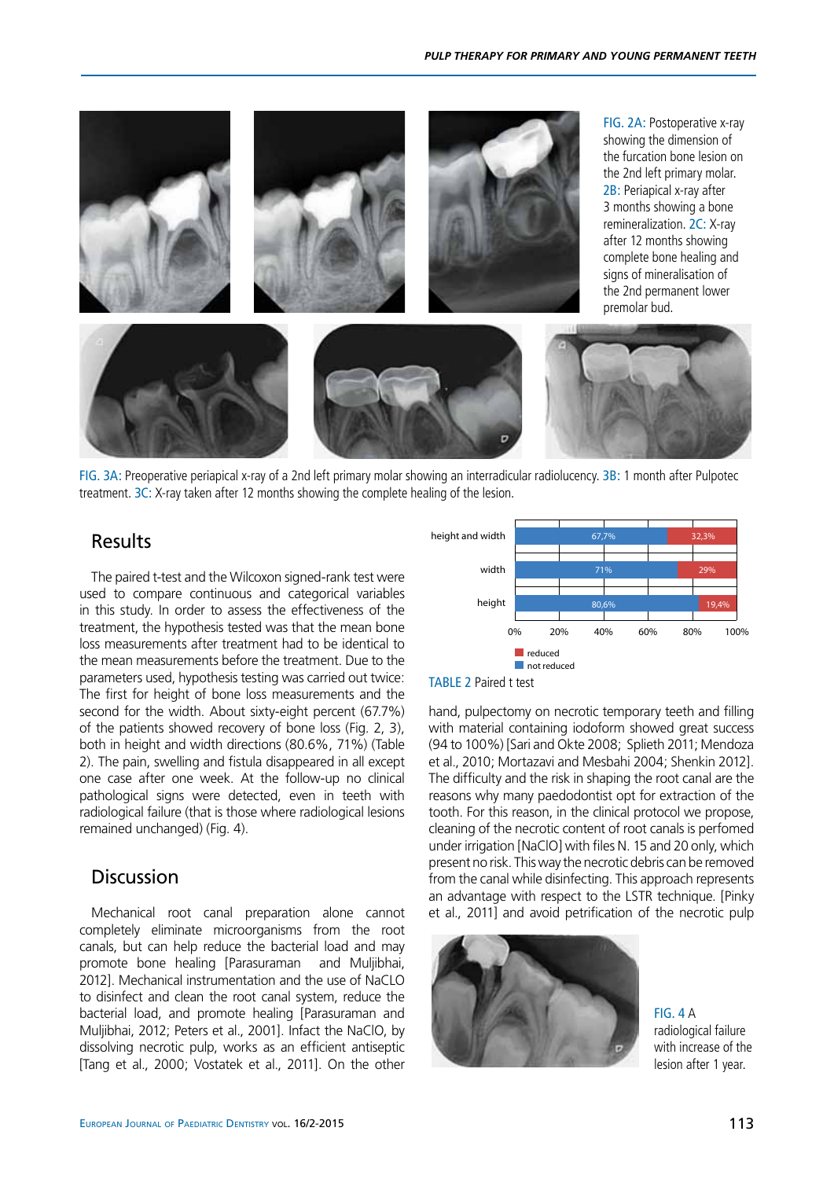FIG. 2A: Postoperative x-ray showing the dimension of the furcation bone lesion on the 2nd left primary molar. 2B: Periapical x-ray after 3 months showing a bone remineralization. 2C: X-ray after 12 months showing complete bone healing and signs of mineralisation of the 2nd permanent lower premolar bud.

FIG. 3A: Preoperative periapical x-ray of a 2nd left primary molar showing an interradicular radiolucency. 3B: 1 month after Pulpotec treatment. 3C: X-ray taken after 12 months showing the complete healing of the lesion.

## Results

The paired t-test and the Wilcoxon signed-rank test were used to compare continuous and categorical variables in this study. In order to assess the effectiveness of the treatment, the hypothesis tested was that the mean bone loss measurements after treatment had to be identical to the mean measurements before the treatment. Due to the parameters used, hypothesis testing was carried out twice: The first for height of bone loss measurements and the second for the width. About sixty-eight percent (67.7%) of the patients showed recovery of bone loss (Fig. 2, 3), both in height and width directions (80.6%, 71%) (Table 2). The pain, swelling and fistula disappeared in all except one case after one week. At the follow-up no clinical pathological signs were detected, even in teeth with radiological failure (that is those where radiological lesions remained unchanged) (Fig. 4).

| | not reduced | reduced |
|---|---|---|
| height and width | 67,7% | 32,3% |
| width | 71% | 29% |
| height | 80,6% | 19,4% |

TABLE 2 Paired t test

## Discussion

Mechanical root canal preparation alone cannot completely eliminate microorganisms from the root canals, but can help reduce the bacterial load and may promote bone healing [Parasuraman and Muljibhai, 2012]. Mechanical instrumentation and the use of NaCLO to disinfect and clean the root canal system, reduce the bacterial load, and promote healing [Parasuraman and Muljibhai, 2012; Peters et al., 2001]. Infact the NaClO, by dissolving necrotic pulp, works as an efficient antiseptic [Tang et al., 2000; Vostatek et al., 2011]. On the other hand, pulpectomy on necrotic temporary teeth and filling with material containing iodoform showed great success (94 to 100%) [Sari and Okte 2008; Splieth 2011; Mendoza et al., 2010; Mortazavi and Mesbahi 2004; Shenkin 2012]. The difficulty and the risk in shaping the root canal are the reasons why many paedodontist opt for extraction of the tooth. For this reason, in the clinical protocol we propose, cleaning of the necrotic content of root canals is perfomed under irrigation [NaClO] with files N. 15 and 20 only, which present no risk. This way the necrotic debris can be removed from the canal while disinfecting. This approach represents an advantage with respect to the LSTR technique. [Pinky et al., 2011] and avoid petrification of the necrotic pulp

FIG. 4 A radiological failure with increase of the lesion after 1 year.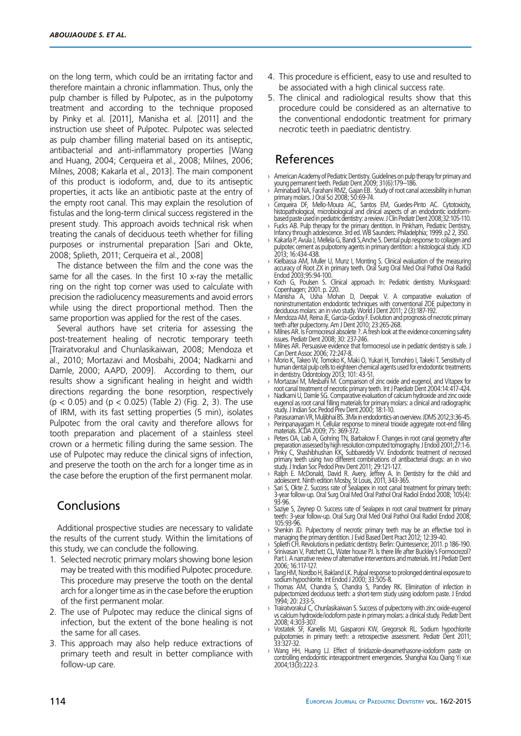on the long term, which could be an irritating factor and therefore maintain a chronic inflammation. Thus, only the pulp chamber is filled by Pulpotec, as in the pulpotomy treatment and according to the technique proposed by Pinky et al. [2011], Manisha et al. [2011] and the instruction use sheet of Pulpotec. Pulpotec was selected as pulp chamber filling material based on its antiseptic, antibacterial and anti-inflammatory properties [Wang and Huang, 2004; Cerqueira et al., 2008; Milnes, 2006; Milnes, 2008; Kakarla et al., 2013]. The main component of this product is iodoform, and, due to its antiseptic properties, it acts like an antibiotic paste at the entry of the empty root canal. This may explain the resolution of fistulas and the long-term clinical success registered in the present study. This approach avoids technical risk when treating the canals of deciduous teeth whether for filling purposes or instrumental preparation [Sari and Okte, 2008; Splieth, 2011; Cerqueira et al., 2008]

The distance between the film and the cone was the same for all the cases. In the first 10 x-ray the metallic ring on the right top corner was used to calculate with precision the radiolucency measurements and avoid errors while using the direct proportional method. Then the same proportion was applied for the rest of the cases.

Several authors have set criteria for assessing the post-treatement healing of necrotic temporary teeth [Trairatvorakul and Chunlasikaiwan, 2008; Mendoza et al., 2010; Mortazavi and Mosbahi, 2004; Nadkarni and Damle, 2000; AAPD, 2009]. According to them, our results show a significant healing in height and width directions regarding the bone resorption, respectively ($p < 0.05$) and ($p < 0.025$) (Table 2) (Fig. 2, 3). The use of IRM, with its fast setting properties (5 min), isolates Pulpotec from the oral cavity and therefore allows for tooth preparation and placement of a stainless steel crown or a hermetic filling during the same session. The use of Pulpotec may reduce the clinical signs of infection, and preserve the tooth on the arch for a longer time as in the case before the eruption of the first permanent molar.

## Conclusions

Additional prospective studies are necessary to validate the results of the current study. Within the limitations of this study, we can conclude the following.

1. Selected necrotic primary molars showing bone lesion may be treated with this modified Pulpotec procedure. This procedure may preserve the tooth on the dental arch for a longer time as in the case before the eruption of the first permanent molar.
2. The use of Pulpotec may reduce the clinical signs of infection, but the extent of the bone healing is not the same for all cases.
3. This approach may also help reduce extractions of primary teeth and result in better compliance with follow-up care.
4. This procedure is efficient, easy to use and resulted to be associated with a high clinical success rate.
5. The clinical and radiological results show that this procedure could be considered as an alternative to the conventional endodontic treatment for primary necrotic teeth in paediatric dentistry.

## References

- American Academy of Pediatric Dentistry. Guidelines on pulp therapy for primary and young permanent teeth. Pediatr Dent 2009; 31(6):179–186.
- Aminabadi NA, Farahani RMZ, Gajan EB. Study of root canal accessibility in human primary molars. J Oral Sci 2008; 50:69-74.
- Cerqueira DF, Mello-Moura AC, Santos EM, Guedes-Pinto AC. Cytotoxicity, histopathological, microbiological and clinical aspects of an endodontic iodoform-based paste used in pediatric dentistry: a review. J Clin Pediatr Dent 2008;32:105-110.
- Fucks AB. Pulp therapy for the primary dentition. In Pinkham, Pediatric Dentistry, Infancy through adolescence. 3rd ed. WB Saunders: Philadelphia; 1999. p2 2, 350.
- Kakarla P, Avula J, Mellela G, Bandi S,Anche S. Dental pulp response to collagen and pulpotec cement as pulpotomy agents in primary dentition: a histological study. JCD 2013; 16:434-438.
- Kielbassa AM, Muller U, Munz I, Monting S. Clinical evaluation of the measuring accuracy of Root ZX in primary teeth. Oral Surg Oral Med Oral Pathol Oral Radiol Endod 2003;95:94-100.
- Koch G, Poulsen S. Clinical approach. In: Pediatric dentistry. Munksgaard: Copenhagen; 2001. p. 220.
- Manisha A, Usha Mohan D, Deepak V. A comparative evaluation of noninstrumentation endodontic techniques with conventional ZOE pulpectomy in deciduous molars: an in vivo study. World J Dent 2011; 2 (3):187-192.
- Mendoza AM, Reina JE, García-Godoy F. Evolution and prognosis of necrotic primary teeth after pulpectomy. Am J Dent 2010; 23:265-268.
- Milnes AR. Is Formocresol absolete ?. A fresh look at the evidence concerning safety issues. Pediatr Dent 2008; 30: 237-246.
- Milnes AR. Persuasive evidence that formocresol use in pediatric dentistry is safe. J Can Dent Assoc 2006; 72:247-8.
- Morio K, Takeo W, Tomoko K, Maki O, Yukari H, Tomohiro I, Takeki T. Sensitivity of human dental pulp cells to eighteen chemical agents used for endodontic treatments in dentistry. Odontology 2013; 101: 43-51.
- Mortazavi M, Mesbahi M. Comparison of zinc oxide and eugenol, and Vitapex for root canal treatment of necrotic primary teeth. Int J Paediatr Dent 2004:14:417-424.
- Nadkarni U, Damle SG. Comparative evaluation of calcium hydroxide and zinc oxide eugenol as root canal filling materials for primary molars: a clinical and radiographic study. J Indian Soc Pedod Prev Dent 2000; 18:1-10.
- Parasuraman VR, Muljibhai BS. 3Mix in endodontics-an overview. JDMS 2012;3:36-45.
- Perinpanayagam H. Cellular response to mineral trioxide aggregate root-end filling materials. JCDA 2009; 75: 369-372.
- Peters OA, Laib A, Gohring TN, Barbakow F. Changes in root canal geometry after preparation assessed by high resolution computed tomography. J Endod 2001;27:1-6.
- Pinky C, Shashibhushan KK, Subbareddy VV. Endodontic treatment of necrosed primary teeth using two different combinations of antibacterial drugs: an in vivo study. J Indian Soc Pedod Prev Dent 2011; 29:121-127.
- Ralph E. McDonald, David R. Avery, Jeffrey A. In Dentistry for the child and adolescent. Ninth edition Mosby, St Louis, 2011, 343-365.
- Sari S, Okte Z. Success rate of Sealapex in root canal treatment for primary teeth: 3-year follow-up. Oral Surg Oral Med Oral Pathol Oral Radiol Endod 2008; 105(4): 93-96.
- Saziye S, Zeynep O. Success rate of Sealapex in root canal treatment for primary teeth: 3-year follow-up. Oral Surg Oral Med Oral Pathol Oral Radiol Endod 2008; 105:93-96.
- Shenkin JD. Pulpectomy of necrotic primary teeth may be an effective tool in managing the primary dentition. J Evid Based Dent Pract 2012; 12:39-40.
- Splieth CH. Revolutions in pediatric dentistry. Berlin: Quintessence; 2011. p 186-190.
- Srinivasan V, Patchett CL, Water house PJ. Is there life after Buckley's Formocrezol? Part I. A narrative review of alternative interventions and materials. Int J Pediatr Dent 2006; 16:117-127.
- Tang HM, Nordbo H, Bakland LK. Pulpal response to prolonged dentinal exposure to sodium hypochlorite. Int Endod J 2000; 33:505-8.
- Thomas AM, Chandra S, Chandra S, Pandey RK. Elimination of infection in pulpectomized deciduous teeth: a short-term study using iodoform paste. J Endod 1994; 20: 233-5.
- Trairatvorakul C, Chunlasikaiwan S. Success of pulpectomy with zinc oxide-eugenol vs calcium hydroxide/iodoform paste in primary molars: a clinical study. Pediatr Dent 2008; 4:303-307.
- Vostatek SF, Kanellis MJ, Gasparoni KW, Gregorsok RL. Sodium hypochlorite pulpotomies in primary teeth: a retrospective assessment. Pediatr Dent 2011; 33:327-32.
- Wang HH, Huang LJ. Effect of tinidazole-dexamethasone-iodoform paste on controlling endodontic interappointment emergencies. Shanghai Kou Qiang Yi xue 2004;13(3):222-3.